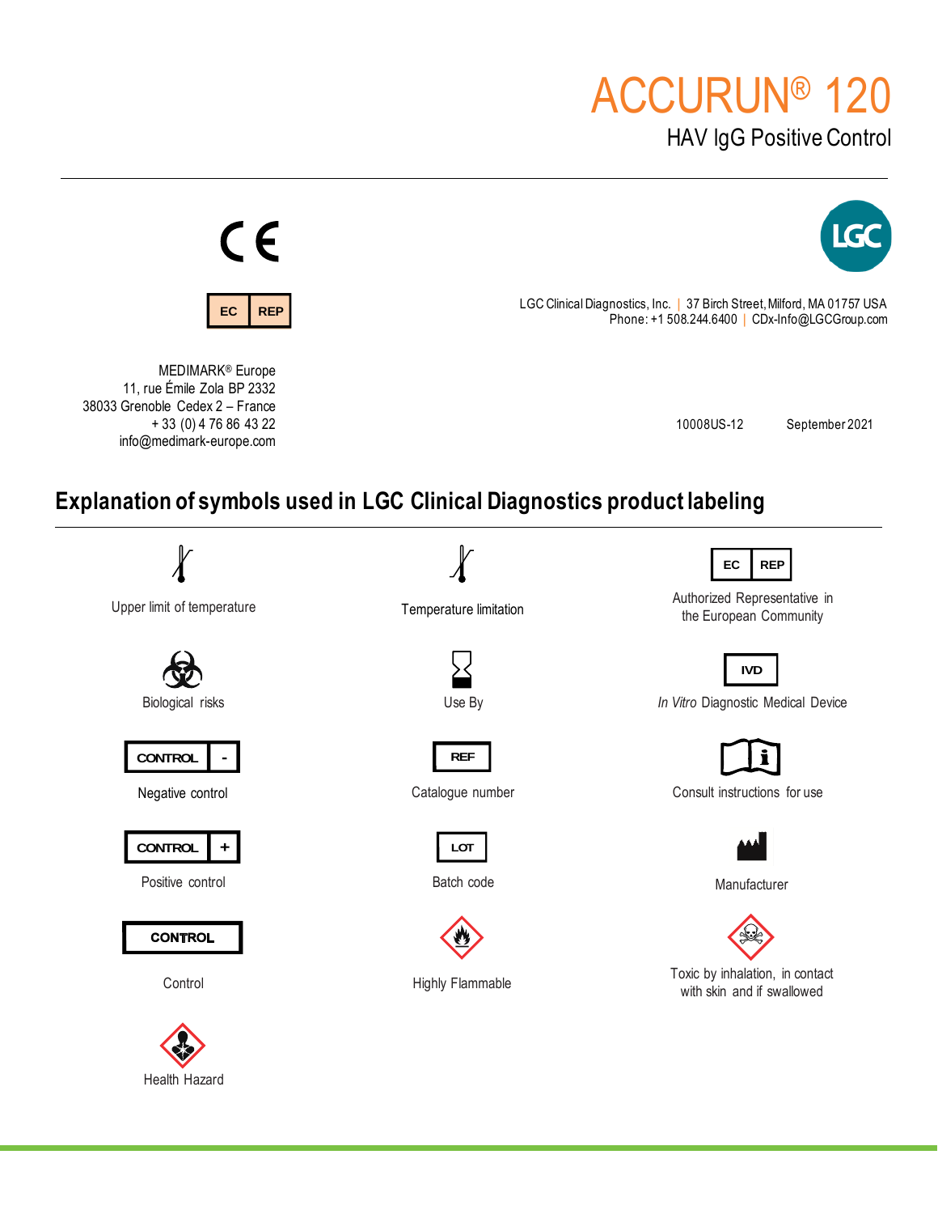# ACCURUN® 120

## HAV IgG Positive Control

CE

EC REP

LGC

LGC Clinical Diagnostics, Inc. | 37 Birch Street, Milford, MA 01757 USA
Phone: +1 508.244.6400 | CDx-Info@LGCGroup.com

MEDIMARK® Europe
11, rue Émile Zola BP 2332
38033 Grenoble Cedex 2 – France
+ 33 (0) 4 76 86 43 22
info@medimark-europe.com

10008US-12 September 2021

## Explanation of symbols used in LGC Clinical Diagnostics product labeling

| Symbol | Meaning | Symbol | Meaning | Symbol | Meaning |
|---|---|---|---|---|---|
| | Upper limit of temperature | | Temperature limitation | EC REP | Authorized Representative in the European Community |
| | Biological risks | | Use By | IVD | *In Vitro* Diagnostic Medical Device |
| CONTROL - | Negative control | REF | Catalogue number | | Consult instructions for use |
| CONTROL + | Positive control | LOT | Batch code | | Manufacturer |
| CONTROL | Control | | Highly Flammable | | Toxic by inhalation, in contact with skin and if swallowed |
| | Health Hazard | | | | |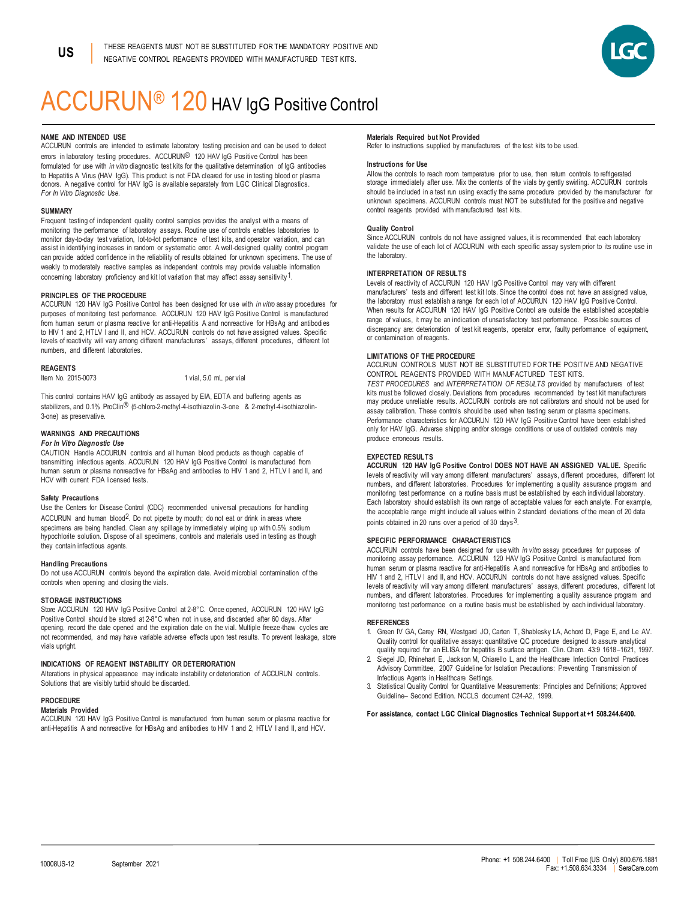US | THESE REAGENTS MUST NOT BE SUBSTITUTED FOR THE MANDATORY POSITIVE AND NEGATIVE CONTROL REAGENTS PROVIDED WITH MANUFACTURED TEST KITS.

# ACCURUN® 120 HAV IgG Positive Control

### NAME AND INTENDED USE

ACCURUN controls are intended to estimate laboratory testing precision and can be used to detect errors in laboratory testing procedures. ACCURUN® 120 HAV IgG Positive Control has been formulated for use with *in vitro* diagnostic test kits for the qualitative determination of IgG antibodies to Hepatitis A Virus (HAV IgG). This product is not FDA cleared for use in testing blood or plasma donors. A negative control for HAV IgG is available separately from LGC Clinical Diagnostics.
*For In Vitro Diagnostic Use.*

### SUMMARY

Frequent testing of independent quality control samples provides the analyst with a means of monitoring the performance of laboratory assays. Routine use of controls enables laboratories to monitor day-to-day test variation, lot-to-lot performance of test kits, and operator variation, and can assist in identifying increases in random or systematic error. A well-designed quality control program can provide added confidence in the reliability of results obtained for unknown specimens. The use of weakly to moderately reactive samples as independent controls may provide valuable information concerning laboratory proficiency and kit lot variation that may affect assay sensitivity[1].

### PRINCIPLES OF THE PROCEDURE

ACCURUN 120 HAV IgG Positive Control has been designed for use with *in vitro* assay procedures for purposes of monitoring test performance. ACCURUN 120 HAV IgG Positive Control is manufactured from human serum or plasma reactive for anti-Hepatitis A and nonreactive for HBsAg and antibodies to HIV 1 and 2, HTLV I and II, and HCV. ACCURUN controls do not have assigned values. Specific levels of reactivity will vary among different manufacturers' assays, different procedures, different lot numbers, and different laboratories.

### REAGENTS

| | |
|---|---|
| Item No. 2015-0073 | 1 vial, 5.0 mL per vial |

This control contains HAV IgG antibody as assayed by EIA, EDTA and buffering agents as stabilizers, and 0.1% ProClin® (5-chloro-2-methyl-4-isothiazolin-3-one & 2-methyl-4-isothiazolin-3-one) as preservative.

### WARNINGS AND PRECAUTIONS

***For In Vitro Diagnostic Use***

CAUTION: Handle ACCURUN controls and all human blood products as though capable of transmitting infectious agents. ACCURUN 120 HAV IgG Positive Control is manufactured from human serum or plasma nonreactive for HBsAg and antibodies to HIV 1 and 2, HTLV I and II, and HCV with current FDA licensed tests.

#### Safety Precautions

Use the Centers for Disease Control (CDC) recommended universal precautions for handling ACCURUN and human blood[2]. Do not pipette by mouth; do not eat or drink in areas where specimens are being handled. Clean any spillage by immediately wiping up with 0.5% sodium hypochlorite solution. Dispose of all specimens, controls and materials used in testing as though they contain infectious agents.

#### Handling Precautions

Do not use ACCURUN controls beyond the expiration date. Avoid microbial contamination of the controls when opening and closing the vials.

### STORAGE INSTRUCTIONS

Store ACCURUN 120 HAV IgG Positive Control at 2-8°C. Once opened, ACCURUN 120 HAV IgG Positive Control should be stored at 2-8°C when not in use, and discarded after 60 days. After opening, record the date opened and the expiration date on the vial. Multiple freeze-thaw cycles are not recommended, and may have variable adverse effects upon test results. To prevent leakage, store vials upright.

### INDICATIONS OF REAGENT INSTABILITY OR DETERIORATION

Alterations in physical appearance may indicate instability or deterioration of ACCURUN controls. Solutions that are visibly turbid should be discarded.

### PROCEDURE

#### Materials Provided

ACCURUN 120 HAV IgG Positive Control is manufactured from human serum or plasma reactive for anti-Hepatitis A and nonreactive for HBsAg and antibodies to HIV 1 and 2, HTLV I and II, and HCV.

#### Materials Required but Not Provided

Refer to instructions supplied by manufacturers of the test kits to be used.

#### Instructions for Use

Allow the controls to reach room temperature prior to use, then return controls to refrigerated storage immediately after use. Mix the contents of the vials by gently swirling. ACCURUN controls should be included in a test run using exactly the same procedure provided by the manufacturer for unknown specimens. ACCURUN controls must NOT be substituted for the positive and negative control reagents provided with manufactured test kits.

#### Quality Control

Since ACCURUN controls do not have assigned values, it is recommended that each laboratory validate the use of each lot of ACCURUN with each specific assay system prior to its routine use in the laboratory.

### INTERPRETATION OF RESULTS

Levels of reactivity of ACCURUN 120 HAV IgG Positive Control may vary with different manufacturers' tests and different test kit lots. Since the control does not have an assigned value, the laboratory must establish a range for each lot of ACCURUN 120 HAV IgG Positive Control. When results for ACCURUN 120 HAV IgG Positive Control are outside the established acceptable range of values, it may be an indication of unsatisfactory test performance. Possible sources of discrepancy are: deterioration of test kit reagents, operator error, faulty performance of equipment, or contamination of reagents.

### LIMITATIONS OF THE PROCEDURE

ACCURUN CONTROLS MUST NOT BE SUBSTITUTED FOR THE POSITIVE AND NEGATIVE CONTROL REAGENTS PROVIDED WITH MANUFACTURED TEST KITS.
*TEST PROCEDURES* and *INTERPRETATION OF RESULTS* provided by manufacturers of test kits must be followed closely. Deviations from procedures recommended by test kit manufacturers may produce unreliable results. ACCURUN controls are not calibrators and should not be used for assay calibration. These controls should be used when testing serum or plasma specimens. Performance characteristics for ACCURUN 120 HAV IgG Positive Control have been established only for HAV IgG. Adverse shipping and/or storage conditions or use of outdated controls may produce erroneous results.

### EXPECTED RESULTS

**ACCURUN 120 HAV IgG Positive Control DOES NOT HAVE AN ASSIGNED VALUE.** Specific levels of reactivity will vary among different manufacturers' assays, different procedures, different lot numbers, and different laboratories. Procedures for implementing a quality assurance program and monitoring test performance on a routine basis must be established by each individual laboratory. Each laboratory should establish its own range of acceptable values for each analyte. For example, the acceptable range might include all values within 2 standard deviations of the mean of 20 data points obtained in 20 runs over a period of 30 days[3].

### SPECIFIC PERFORMANCE CHARACTERISTICS

ACCURUN controls have been designed for use with *in vitro* assay procedures for purposes of monitoring assay performance. ACCURUN 120 HAV IgG Positive Control is manufactured from human serum or plasma reactive for anti-Hepatitis A and nonreactive for HBsAg and antibodies to HIV 1 and 2, HTLV I and II, and HCV. ACCURUN controls do not have assigned values. Specific levels of reactivity will vary among different manufacturers' assays, different procedures, different lot numbers, and different laboratories. Procedures for implementing a quality assurance program and monitoring test performance on a routine basis must be established by each individual laboratory.

### REFERENCES

1. Green IV GA, Carey RN, Westgard JO, Carten T, Shablesky LA, Achord D, Page E, and Le AV. Quality control for qualitative assays: quantitative QC procedure designed to assure analytical quality required for an ELISA for hepatitis B surface antigen. Clin. Chem. 43:9 1618–1621, 1997.
2. Siegel JD, Rhinehart E, Jackson M, Chiarello L, and the Healthcare Infection Control Practices Advisory Committee, 2007 Guideline for Isolation Precautions: Preventing Transmission of Infectious Agents in Healthcare Settings.
3. Statistical Quality Control for Quantitative Measurements: Principles and Definitions; Approved Guideline– Second Edition. NCCLS document C24-A2, 1999.

**For assistance, contact LGC Clinical Diagnostics Technical Support at +1 508.244.6400.**

10008US-12 September 2021

Phone: +1 508.244.6400 | Toll Free (US Only) 800.676.1881
Fax: +1.508.634.3334 | SeraCare.com